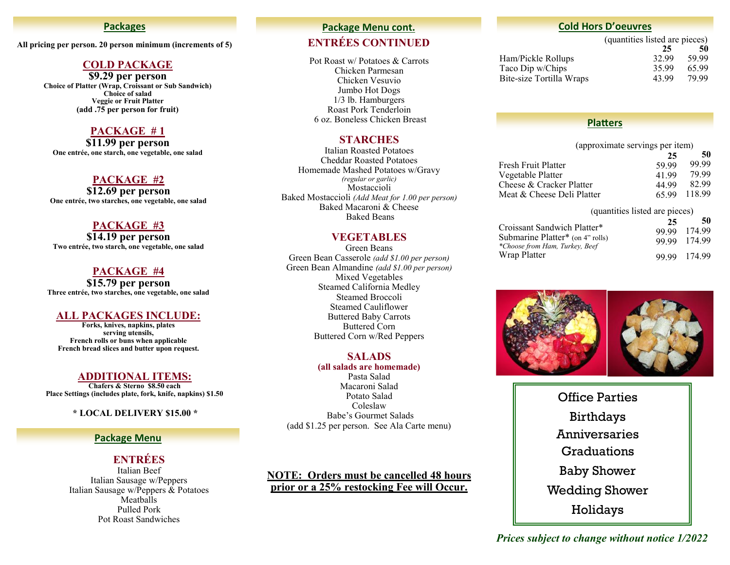## Packages

**All pricing per person. 20 person minimum (increments of 5)**

### COLD PACKAGE

**$9.29 per person**

**Choice of Platter (Wrap, Croissant or Sub Sandwich)**
**Choice of salad**
**Veggie or Fruit Platter**
**(add .75 per person for fruit)**

### PACKAGE # 1

**$11.99 per person**

**One entrée, one starch, one vegetable, one salad**

### PACKAGE #2

**$12.69 per person**

**One entrée, two starches, one vegetable, one salad**

### PACKAGE #3

**$14.19 per person**

**Two entrée, two starch, one vegetable, one salad**

### PACKAGE #4

**$15.79 per person**

**Three entrée, two starches, one vegetable, one salad**

### ALL PACKAGES INCLUDE:

**Forks, knives, napkins, plates**
**serving utensils,**
**French rolls or buns when applicable**
**French bread slices and butter upon request.**

### ADDITIONAL ITEMS:

**Chafers & Sterno $8.50 each**
**Place Settings (includes plate, fork, knife, napkins) $1.50**

**\* LOCAL DELIVERY $15.00 \***

## Package Menu

### ENTRÉES

Italian Beef
Italian Sausage w/Peppers
Italian Sausage w/Peppers & Potatoes
Meatballs
Pulled Pork
Pot Roast Sandwiches

## Package Menu cont.

### ENTRÉES CONTINUED

Pot Roast w/ Potatoes & Carrots
Chicken Parmesan
Chicken Vesuvio
Jumbo Hot Dogs
1/3 lb. Hamburgers
Roast Pork Tenderloin
6 oz. Boneless Chicken Breast

### STARCHES

Italian Roasted Potatoes
Cheddar Roasted Potatoes
Homemade Mashed Potatoes w/Gravy
*(regular or garlic)*
Mostaccioli
Baked Mostaccioli *(Add Meat for 1.00 per person)*
Baked Macaroni & Cheese
Baked Beans

### VEGETABLES

Green Beans
Green Bean Casserole *(add $1.00 per person)*
Green Bean Almandine *(add $1.00 per person)*
Mixed Vegetables
Steamed California Medley
Steamed Broccoli
Steamed Cauliflower
Buttered Baby Carrots
Buttered Corn
Buttered Corn w/Red Peppers

### SALADS

**(all salads are homemade)**

Pasta Salad
Macaroni Salad
Potato Salad
Coleslaw
Babe's Gourmet Salads
(add $1.25 per person. See Ala Carte menu)

**NOTE: Orders must be cancelled 48 hours prior or a 25% restocking Fee will Occur.**

## Cold Hors D'oeuvres

(quantities listed are pieces)

| | 25 | 50 |
|---|---|---|
| Ham/Pickle Rollups | 32.99 | 59.99 |
| Taco Dip w/Chips | 35.99 | 65.99 |
| Bite-size Tortilla Wraps | 43.99 | 79.99 |

## Platters

(approximate servings per item)

| | 25 | 50 |
|---|---|---|
| Fresh Fruit Platter | 59.99 | 99.99 |
| Vegetable Platter | 41.99 | 79.99 |
| Cheese & Cracker Platter | 44.99 | 82.99 |
| Meat & Cheese Deli Platter | 65.99 | 118.99 |

(quantities listed are pieces)

| | 25 | 50 |
|---|---|---|
| Croissant Sandwich Platter* | 99.99 | 174.99 |
| Submarine Platter* (on 4" rolls) | 99.99 | 174.99 |
| Wrap Platter | 99.99 | 174.99 |

*\*Choose from Ham, Turkey, Beef*

Office Parties
Birthdays
Anniversaries
Graduations
Baby Shower
Wedding Shower
Holidays

*Prices subject to change without notice 1/2022*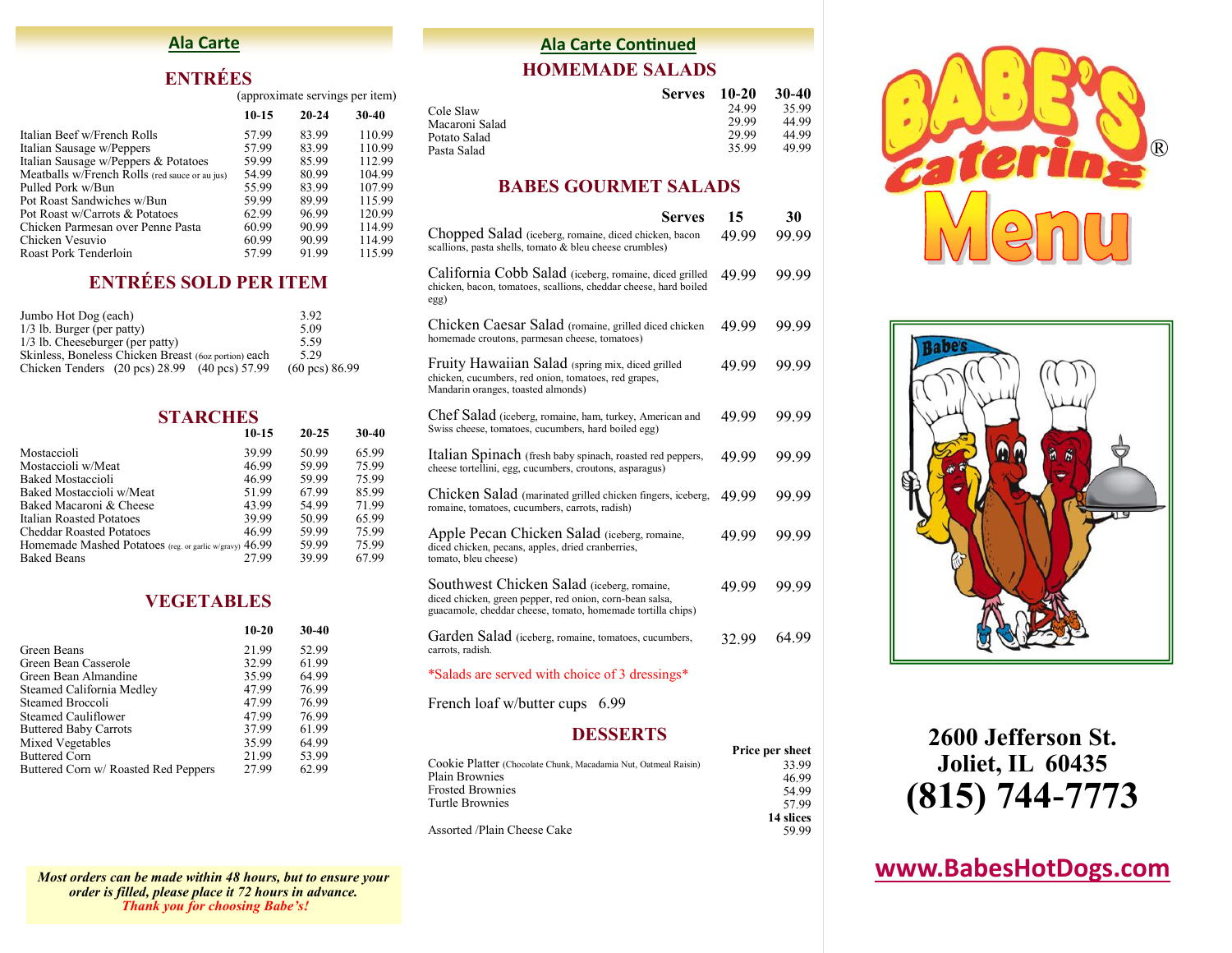## Ala Carte

### ENTRÉES

(approximate servings per item)

| | 10-15 | 20-24 | 30-40 |
|---|---|---|---|
| Italian Beef w/French Rolls | 57.99 | 83.99 | 110.99 |
| Italian Sausage w/Peppers | 57.99 | 83.99 | 110.99 |
| Italian Sausage w/Peppers & Potatoes | 59.99 | 85.99 | 112.99 |
| Meatballs w/French Rolls (red sauce or au jus) | 54.99 | 80.99 | 104.99 |
| Pulled Pork w/Bun | 55.99 | 83.99 | 107.99 |
| Pot Roast Sandwiches w/Bun | 59.99 | 89.99 | 115.99 |
| Pot Roast w/Carrots & Potatoes | 62.99 | 96.99 | 120.99 |
| Chicken Parmesan over Penne Pasta | 60.99 | 90.99 | 114.99 |
| Chicken Vesuvio | 60.99 | 90.99 | 114.99 |
| Roast Pork Tenderloin | 57.99 | 91.99 | 115.99 |

### ENTRÉES SOLD PER ITEM

| | |
|---|---|
| Jumbo Hot Dog (each) | 3.92 |
| 1/3 lb. Burger (per patty) | 5.09 |
| 1/3 lb. Cheeseburger (per patty) | 5.59 |
| Skinless, Boneless Chicken Breast (6oz portion) each | 5.29 |
| Chicken Tenders (20 pcs) 28.99 (40 pcs) 57.99 | (60 pcs) 86.99 |

### STARCHES

| | 10-15 | 20-25 | 30-40 |
|---|---|---|---|
| Mostaccioli | 39.99 | 50.99 | 65.99 |
| Mostaccioli w/Meat | 46.99 | 59.99 | 75.99 |
| Baked Mostaccioli | 46.99 | 59.99 | 75.99 |
| Baked Mostaccioli w/Meat | 51.99 | 67.99 | 85.99 |
| Baked Macaroni & Cheese | 43.99 | 54.99 | 71.99 |
| Italian Roasted Potatoes | 39.99 | 50.99 | 65.99 |
| Cheddar Roasted Potatoes | 46.99 | 59.99 | 75.99 |
| Homemade Mashed Potatoes (reg. or garlic w/gravy) | 46.99 | 59.99 | 75.99 |
| Baked Beans | 27.99 | 39.99 | 67.99 |

### VEGETABLES

| | 10-20 | 30-40 |
|---|---|---|
| Green Beans | 21.99 | 52.99 |
| Green Bean Casserole | 32.99 | 61.99 |
| Green Bean Almandine | 35.99 | 64.99 |
| Steamed California Medley | 47.99 | 76.99 |
| Steamed Broccoli | 47.99 | 76.99 |
| Steamed Cauliflower | 47.99 | 76.99 |
| Buttered Baby Carrots | 37.99 | 61.99 |
| Mixed Vegetables | 35.99 | 64.99 |
| Buttered Corn | 21.99 | 53.99 |
| Buttered Corn w/ Roasted Red Peppers | 27.99 | 62.99 |

***Most orders can be made within 48 hours, but to ensure your order is filled, please place it 72 hours in advance.***
***Thank you for choosing Babe's!***

## Ala Carte Continued

### HOMEMADE SALADS

| Serves | 10-20 | 30-40 |
|---|---|---|
| Cole Slaw | 24.99 | 35.99 |
| Macaroni Salad | 29.99 | 44.99 |
| Potato Salad | 29.99 | 44.99 |
| Pasta Salad | 35.99 | 49.99 |

### BABES GOURMET SALADS

| Serves | 15 | 30 |
|---|---|---|
| Chopped Salad (iceberg, romaine, diced chicken, bacon scallions, pasta shells, tomato & bleu cheese crumbles) | 49.99 | 99.99 |
| California Cobb Salad (iceberg, romaine, diced grilled chicken, bacon, tomatoes, scallions, cheddar cheese, hard boiled egg) | 49.99 | 99.99 |
| Chicken Caesar Salad (romaine, grilled diced chicken homemade croutons, parmesan cheese, tomatoes) | 49.99 | 99.99 |
| Fruity Hawaiian Salad (spring mix, diced grilled chicken, cucumbers, red onion, tomatoes, red grapes, Mandarin oranges, toasted almonds) | 49.99 | 99.99 |
| Chef Salad (iceberg, romaine, ham, turkey, American and Swiss cheese, tomatoes, cucumbers, hard boiled egg) | 49.99 | 99.99 |
| Italian Spinach (fresh baby spinach, roasted red peppers, cheese tortellini, egg, cucumbers, croutons, asparagus) | 49.99 | 99.99 |
| Chicken Salad (marinated grilled chicken fingers, iceberg, romaine, tomatoes, cucumbers, carrots, radish) | 49.99 | 99.99 |
| Apple Pecan Chicken Salad (iceberg, romaine, diced chicken, pecans, apples, dried cranberries, tomato, bleu cheese) | 49.99 | 99.99 |
| Southwest Chicken Salad (iceberg, romaine, diced chicken, green pepper, red onion, corn-bean salsa, guacamole, cheddar cheese, tomato, homemade tortilla chips) | 49.99 | 99.99 |
| Garden Salad (iceberg, romaine, tomatoes, cucumbers, carrots, radish. | 32.99 | 64.99 |

*Salads are served with choice of 3 dressings*

French loaf w/butter cups 6.99

### DESSERTS

| | Price per sheet |
|---|---|
| Cookie Platter (Chocolate Chunk, Macadamia Nut, Oatmeal Raisin) | 33.99 |
| Plain Brownies | 46.99 |
| Frosted Brownies | 54.99 |
| Turtle Brownies | 57.99 |
| | **14 slices** |
| Assorted /Plain Cheese Cake | 59.99 |

# BABE'S catering® Menu

**2600 Jefferson St.**
**Joliet, IL 60435**
**(815) 744-7773**

**www.BabesHotDogs.com**